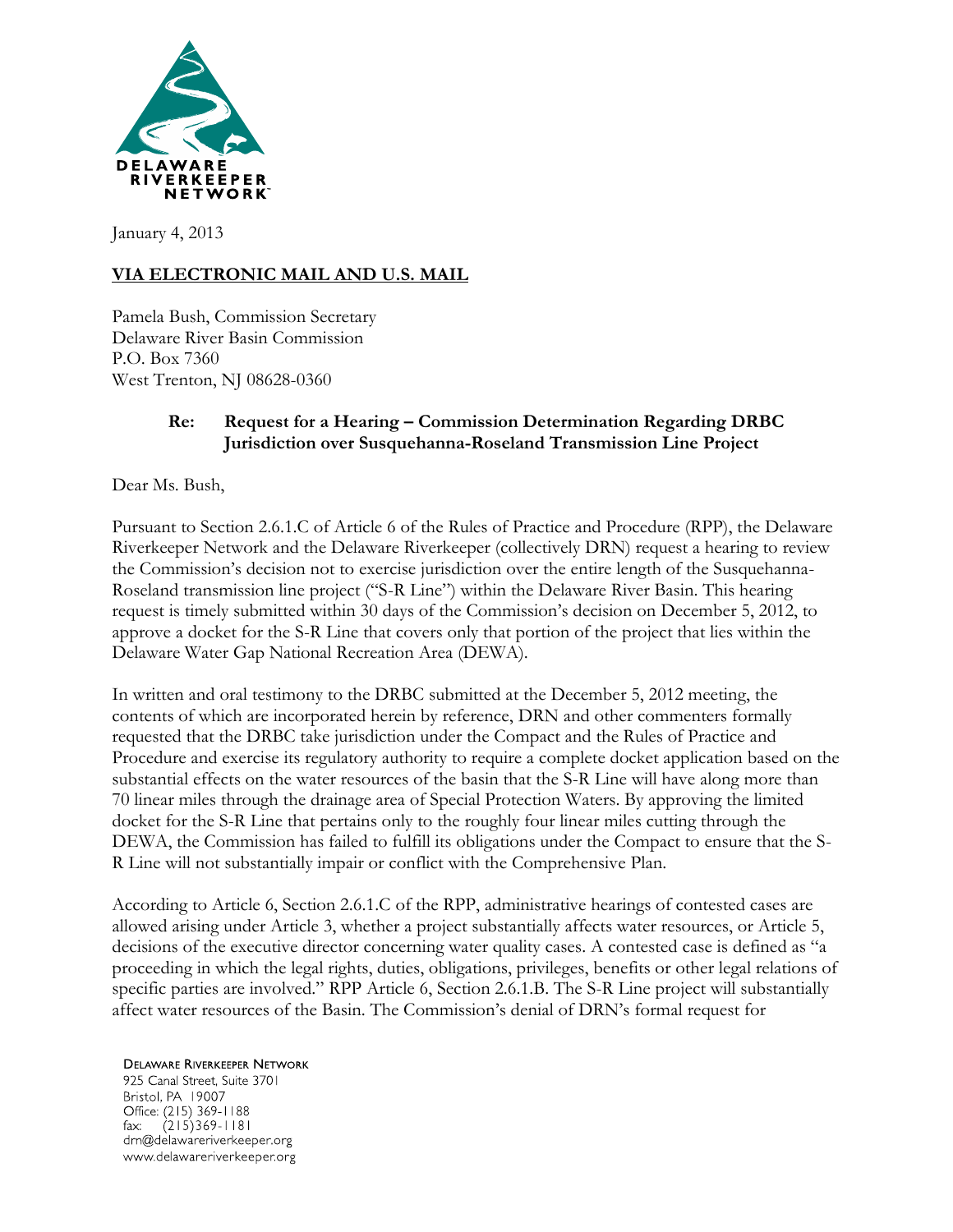DELAWARE RIVERKEEPER NETWORK

January 4, 2013

**VIA ELECTRONIC MAIL AND U.S. MAIL**

Pamela Bush, Commission Secretary
Delaware River Basin Commission
P.O. Box 7360
West Trenton, NJ 08628-0360

**Re: Request for a Hearing – Commission Determination Regarding DRBC Jurisdiction over Susquehanna-Roseland Transmission Line Project**

Dear Ms. Bush,

Pursuant to Section 2.6.1.C of Article 6 of the Rules of Practice and Procedure (RPP), the Delaware Riverkeeper Network and the Delaware Riverkeeper (collectively DRN) request a hearing to review the Commission's decision not to exercise jurisdiction over the entire length of the Susquehanna-Roseland transmission line project ("S-R Line") within the Delaware River Basin. This hearing request is timely submitted within 30 days of the Commission's decision on December 5, 2012, to approve a docket for the S-R Line that covers only that portion of the project that lies within the Delaware Water Gap National Recreation Area (DEWA).

In written and oral testimony to the DRBC submitted at the December 5, 2012 meeting, the contents of which are incorporated herein by reference, DRN and other commenters formally requested that the DRBC take jurisdiction under the Compact and the Rules of Practice and Procedure and exercise its regulatory authority to require a complete docket application based on the substantial effects on the water resources of the basin that the S-R Line will have along more than 70 linear miles through the drainage area of Special Protection Waters. By approving the limited docket for the S-R Line that pertains only to the roughly four linear miles cutting through the DEWA, the Commission has failed to fulfill its obligations under the Compact to ensure that the S-R Line will not substantially impair or conflict with the Comprehensive Plan.

According to Article 6, Section 2.6.1.C of the RPP, administrative hearings of contested cases are allowed arising under Article 3, whether a project substantially affects water resources, or Article 5, decisions of the executive director concerning water quality cases. A contested case is defined as "a proceeding in which the legal rights, duties, obligations, privileges, benefits or other legal relations of specific parties are involved." RPP Article 6, Section 2.6.1.B. The S-R Line project will substantially affect water resources of the Basin. The Commission's denial of DRN's formal request for

DELAWARE RIVERKEEPER NETWORK
925 Canal Street, Suite 3701
Bristol, PA 19007
Office: (215) 369-1188
fax: (215)369-1181
drn@delawareriverkeeper.org
www.delawareriverkeeper.org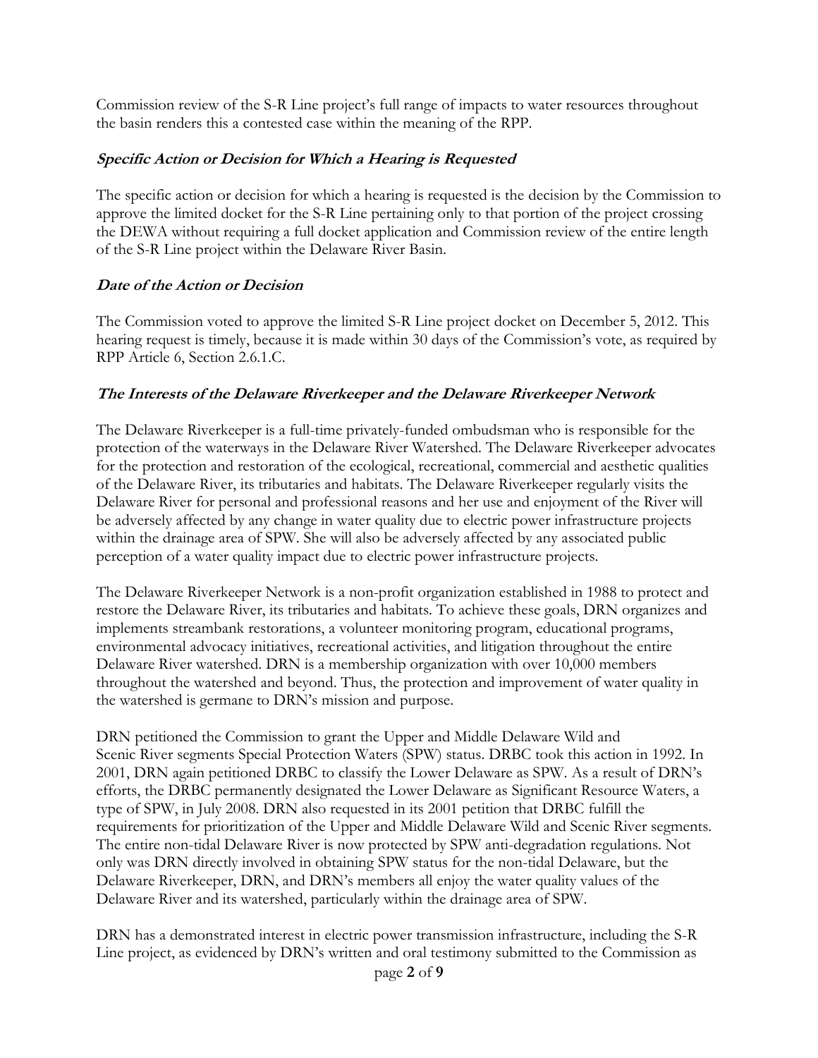Commission review of the S-R Line project's full range of impacts to water resources throughout the basin renders this a contested case within the meaning of the RPP.

### ***Specific Action or Decision for Which a Hearing is Requested***

The specific action or decision for which a hearing is requested is the decision by the Commission to approve the limited docket for the S-R Line pertaining only to that portion of the project crossing the DEWA without requiring a full docket application and Commission review of the entire length of the S-R Line project within the Delaware River Basin.

### ***Date of the Action or Decision***

The Commission voted to approve the limited S-R Line project docket on December 5, 2012. This hearing request is timely, because it is made within 30 days of the Commission's vote, as required by RPP Article 6, Section 2.6.1.C.

### ***The Interests of the Delaware Riverkeeper and the Delaware Riverkeeper Network***

The Delaware Riverkeeper is a full-time privately-funded ombudsman who is responsible for the protection of the waterways in the Delaware River Watershed. The Delaware Riverkeeper advocates for the protection and restoration of the ecological, recreational, commercial and aesthetic qualities of the Delaware River, its tributaries and habitats. The Delaware Riverkeeper regularly visits the Delaware River for personal and professional reasons and her use and enjoyment of the River will be adversely affected by any change in water quality due to electric power infrastructure projects within the drainage area of SPW. She will also be adversely affected by any associated public perception of a water quality impact due to electric power infrastructure projects.

The Delaware Riverkeeper Network is a non-profit organization established in 1988 to protect and restore the Delaware River, its tributaries and habitats. To achieve these goals, DRN organizes and implements streambank restorations, a volunteer monitoring program, educational programs, environmental advocacy initiatives, recreational activities, and litigation throughout the entire Delaware River watershed. DRN is a membership organization with over 10,000 members throughout the watershed and beyond. Thus, the protection and improvement of water quality in the watershed is germane to DRN's mission and purpose.

DRN petitioned the Commission to grant the Upper and Middle Delaware Wild and Scenic River segments Special Protection Waters (SPW) status. DRBC took this action in 1992. In 2001, DRN again petitioned DRBC to classify the Lower Delaware as SPW. As a result of DRN's efforts, the DRBC permanently designated the Lower Delaware as Significant Resource Waters, a type of SPW, in July 2008. DRN also requested in its 2001 petition that DRBC fulfill the requirements for prioritization of the Upper and Middle Delaware Wild and Scenic River segments. The entire non-tidal Delaware River is now protected by SPW anti-degradation regulations. Not only was DRN directly involved in obtaining SPW status for the non-tidal Delaware, but the Delaware Riverkeeper, DRN, and DRN's members all enjoy the water quality values of the Delaware River and its watershed, particularly within the drainage area of SPW.

DRN has a demonstrated interest in electric power transmission infrastructure, including the S-R Line project, as evidenced by DRN's written and oral testimony submitted to the Commission as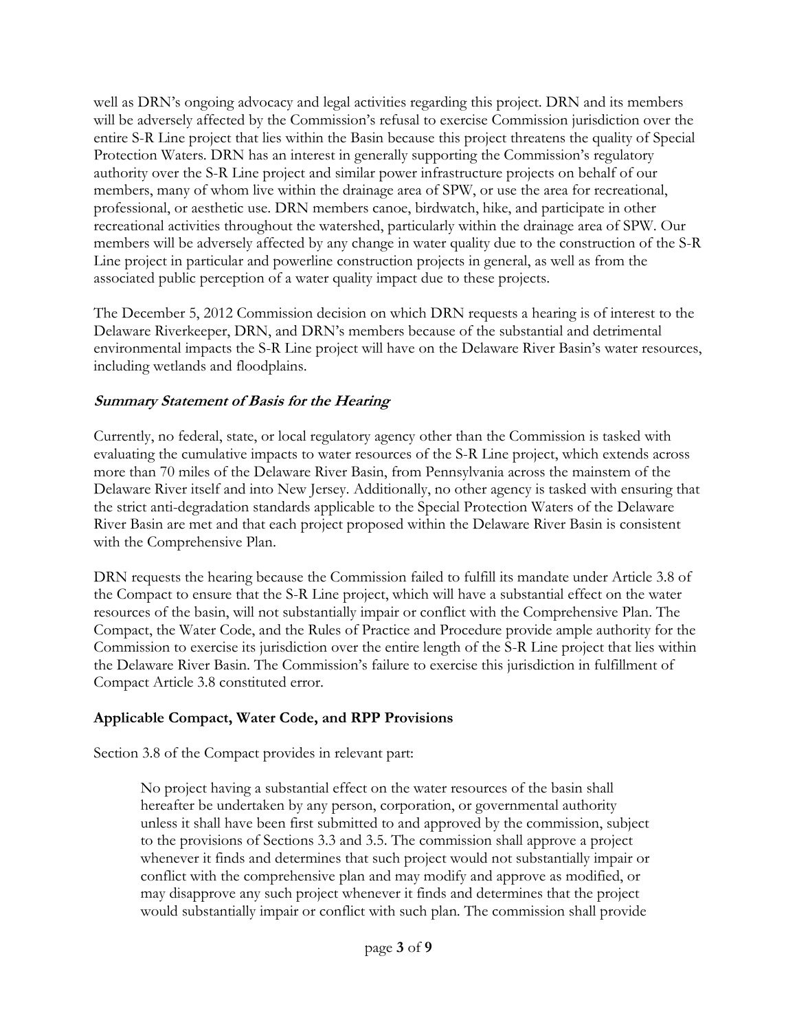well as DRN's ongoing advocacy and legal activities regarding this project. DRN and its members will be adversely affected by the Commission's refusal to exercise Commission jurisdiction over the entire S-R Line project that lies within the Basin because this project threatens the quality of Special Protection Waters. DRN has an interest in generally supporting the Commission's regulatory authority over the S-R Line project and similar power infrastructure projects on behalf of our members, many of whom live within the drainage area of SPW, or use the area for recreational, professional, or aesthetic use. DRN members canoe, birdwatch, hike, and participate in other recreational activities throughout the watershed, particularly within the drainage area of SPW. Our members will be adversely affected by any change in water quality due to the construction of the S-R Line project in particular and powerline construction projects in general, as well as from the associated public perception of a water quality impact due to these projects.

The December 5, 2012 Commission decision on which DRN requests a hearing is of interest to the Delaware Riverkeeper, DRN, and DRN's members because of the substantial and detrimental environmental impacts the S-R Line project will have on the Delaware River Basin's water resources, including wetlands and floodplains.

### ***Summary Statement of Basis for the Hearing***

Currently, no federal, state, or local regulatory agency other than the Commission is tasked with evaluating the cumulative impacts to water resources of the S-R Line project, which extends across more than 70 miles of the Delaware River Basin, from Pennsylvania across the mainstem of the Delaware River itself and into New Jersey. Additionally, no other agency is tasked with ensuring that the strict anti-degradation standards applicable to the Special Protection Waters of the Delaware River Basin are met and that each project proposed within the Delaware River Basin is consistent with the Comprehensive Plan.

DRN requests the hearing because the Commission failed to fulfill its mandate under Article 3.8 of the Compact to ensure that the S-R Line project, which will have a substantial effect on the water resources of the basin, will not substantially impair or conflict with the Comprehensive Plan. The Compact, the Water Code, and the Rules of Practice and Procedure provide ample authority for the Commission to exercise its jurisdiction over the entire length of the S-R Line project that lies within the Delaware River Basin. The Commission's failure to exercise this jurisdiction in fulfillment of Compact Article 3.8 constituted error.

### **Applicable Compact, Water Code, and RPP Provisions**

Section 3.8 of the Compact provides in relevant part:

> No project having a substantial effect on the water resources of the basin shall hereafter be undertaken by any person, corporation, or governmental authority unless it shall have been first submitted to and approved by the commission, subject to the provisions of Sections 3.3 and 3.5. The commission shall approve a project whenever it finds and determines that such project would not substantially impair or conflict with the comprehensive plan and may modify and approve as modified, or may disapprove any such project whenever it finds and determines that the project would substantially impair or conflict with such plan. The commission shall provide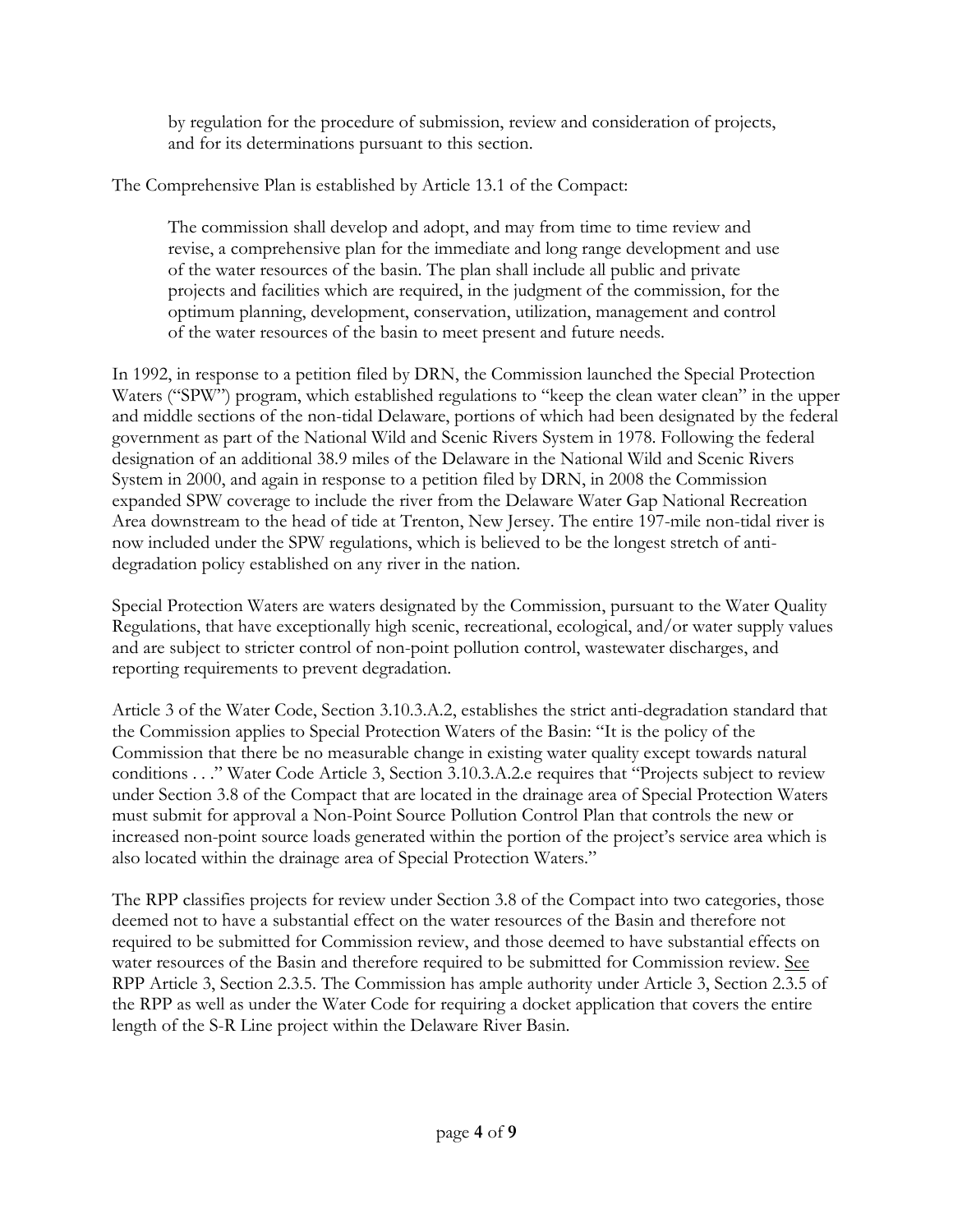> by regulation for the procedure of submission, review and consideration of projects, and for its determinations pursuant to this section.

The Comprehensive Plan is established by Article 13.1 of the Compact:

> The commission shall develop and adopt, and may from time to time review and revise, a comprehensive plan for the immediate and long range development and use of the water resources of the basin. The plan shall include all public and private projects and facilities which are required, in the judgment of the commission, for the optimum planning, development, conservation, utilization, management and control of the water resources of the basin to meet present and future needs.

In 1992, in response to a petition filed by DRN, the Commission launched the Special Protection Waters ("SPW") program, which established regulations to "keep the clean water clean" in the upper and middle sections of the non-tidal Delaware, portions of which had been designated by the federal government as part of the National Wild and Scenic Rivers System in 1978. Following the federal designation of an additional 38.9 miles of the Delaware in the National Wild and Scenic Rivers System in 2000, and again in response to a petition filed by DRN, in 2008 the Commission expanded SPW coverage to include the river from the Delaware Water Gap National Recreation Area downstream to the head of tide at Trenton, New Jersey. The entire 197-mile non-tidal river is now included under the SPW regulations, which is believed to be the longest stretch of anti-degradation policy established on any river in the nation.

Special Protection Waters are waters designated by the Commission, pursuant to the Water Quality Regulations, that have exceptionally high scenic, recreational, ecological, and/or water supply values and are subject to stricter control of non-point pollution control, wastewater discharges, and reporting requirements to prevent degradation.

Article 3 of the Water Code, Section 3.10.3.A.2, establishes the strict anti-degradation standard that the Commission applies to Special Protection Waters of the Basin: "It is the policy of the Commission that there be no measurable change in existing water quality except towards natural conditions . . ." Water Code Article 3, Section 3.10.3.A.2.e requires that "Projects subject to review under Section 3.8 of the Compact that are located in the drainage area of Special Protection Waters must submit for approval a Non-Point Source Pollution Control Plan that controls the new or increased non-point source loads generated within the portion of the project's service area which is also located within the drainage area of Special Protection Waters."

The RPP classifies projects for review under Section 3.8 of the Compact into two categories, those deemed not to have a substantial effect on the water resources of the Basin and therefore not required to be submitted for Commission review, and those deemed to have substantial effects on water resources of the Basin and therefore required to be submitted for Commission review. See RPP Article 3, Section 2.3.5. The Commission has ample authority under Article 3, Section 2.3.5 of the RPP as well as under the Water Code for requiring a docket application that covers the entire length of the S-R Line project within the Delaware River Basin.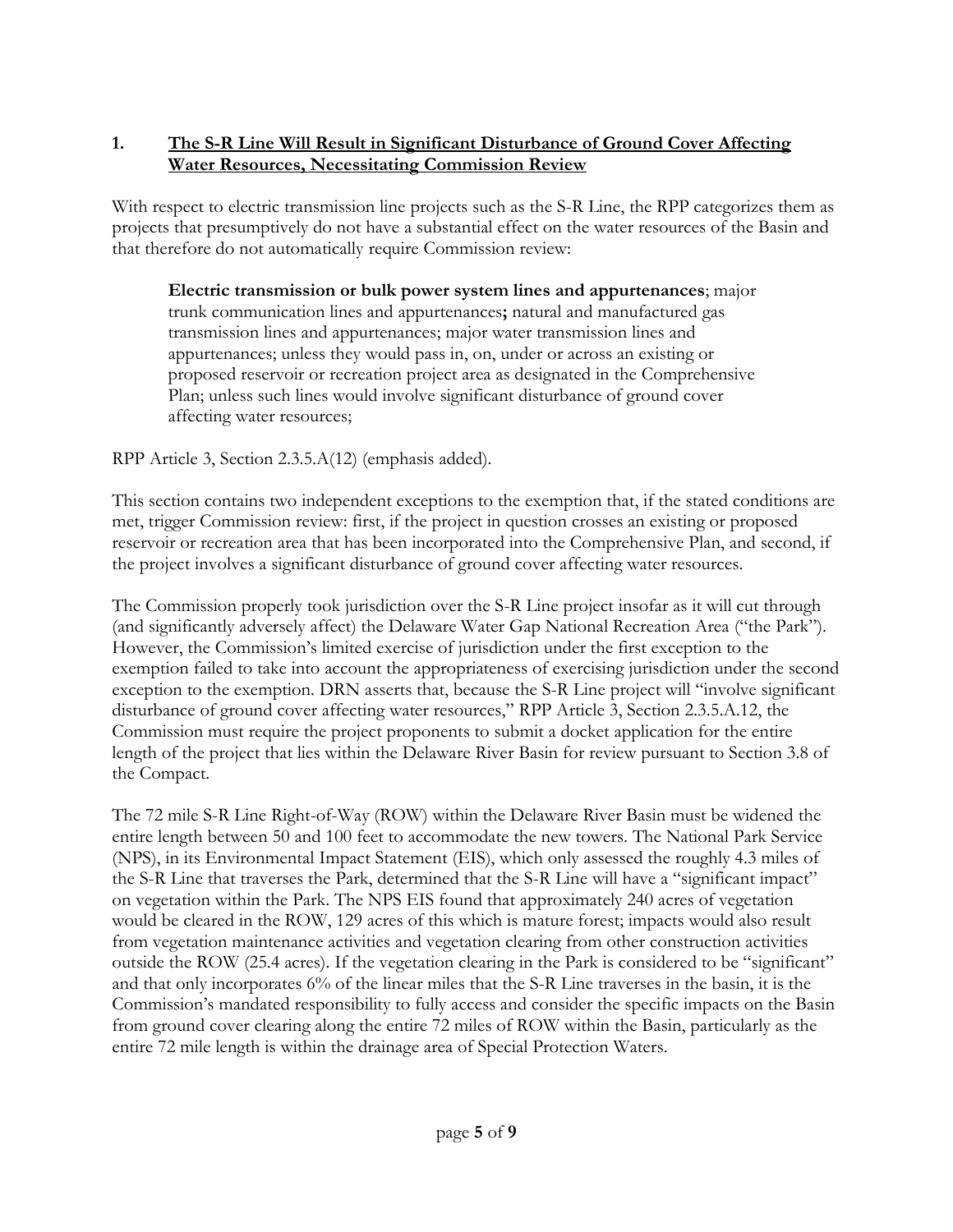## 1. The S-R Line Will Result in Significant Disturbance of Ground Cover Affecting Water Resources, Necessitating Commission Review

With respect to electric transmission line projects such as the S-R Line, the RPP categorizes them as projects that presumptively do not have a substantial effect on the water resources of the Basin and that therefore do not automatically require Commission review:

> **Electric transmission or bulk power system lines and appurtenances**; major trunk communication lines and appurtenances**;** natural and manufactured gas transmission lines and appurtenances; major water transmission lines and appurtenances; unless they would pass in, on, under or across an existing or proposed reservoir or recreation project area as designated in the Comprehensive Plan; unless such lines would involve significant disturbance of ground cover affecting water resources;

RPP Article 3, Section 2.3.5.A(12) (emphasis added).

This section contains two independent exceptions to the exemption that, if the stated conditions are met, trigger Commission review: first, if the project in question crosses an existing or proposed reservoir or recreation area that has been incorporated into the Comprehensive Plan, and second, if the project involves a significant disturbance of ground cover affecting water resources.

The Commission properly took jurisdiction over the S-R Line project insofar as it will cut through (and significantly adversely affect) the Delaware Water Gap National Recreation Area ("the Park"). However, the Commission's limited exercise of jurisdiction under the first exception to the exemption failed to take into account the appropriateness of exercising jurisdiction under the second exception to the exemption. DRN asserts that, because the S-R Line project will "involve significant disturbance of ground cover affecting water resources," RPP Article 3, Section 2.3.5.A.12, the Commission must require the project proponents to submit a docket application for the entire length of the project that lies within the Delaware River Basin for review pursuant to Section 3.8 of the Compact.

The 72 mile S-R Line Right-of-Way (ROW) within the Delaware River Basin must be widened the entire length between 50 and 100 feet to accommodate the new towers. The National Park Service (NPS), in its Environmental Impact Statement (EIS), which only assessed the roughly 4.3 miles of the S-R Line that traverses the Park, determined that the S-R Line will have a "significant impact" on vegetation within the Park. The NPS EIS found that approximately 240 acres of vegetation would be cleared in the ROW, 129 acres of this which is mature forest; impacts would also result from vegetation maintenance activities and vegetation clearing from other construction activities outside the ROW (25.4 acres). If the vegetation clearing in the Park is considered to be "significant" and that only incorporates 6% of the linear miles that the S-R Line traverses in the basin, it is the Commission's mandated responsibility to fully access and consider the specific impacts on the Basin from ground cover clearing along the entire 72 miles of ROW within the Basin, particularly as the entire 72 mile length is within the drainage area of Special Protection Waters.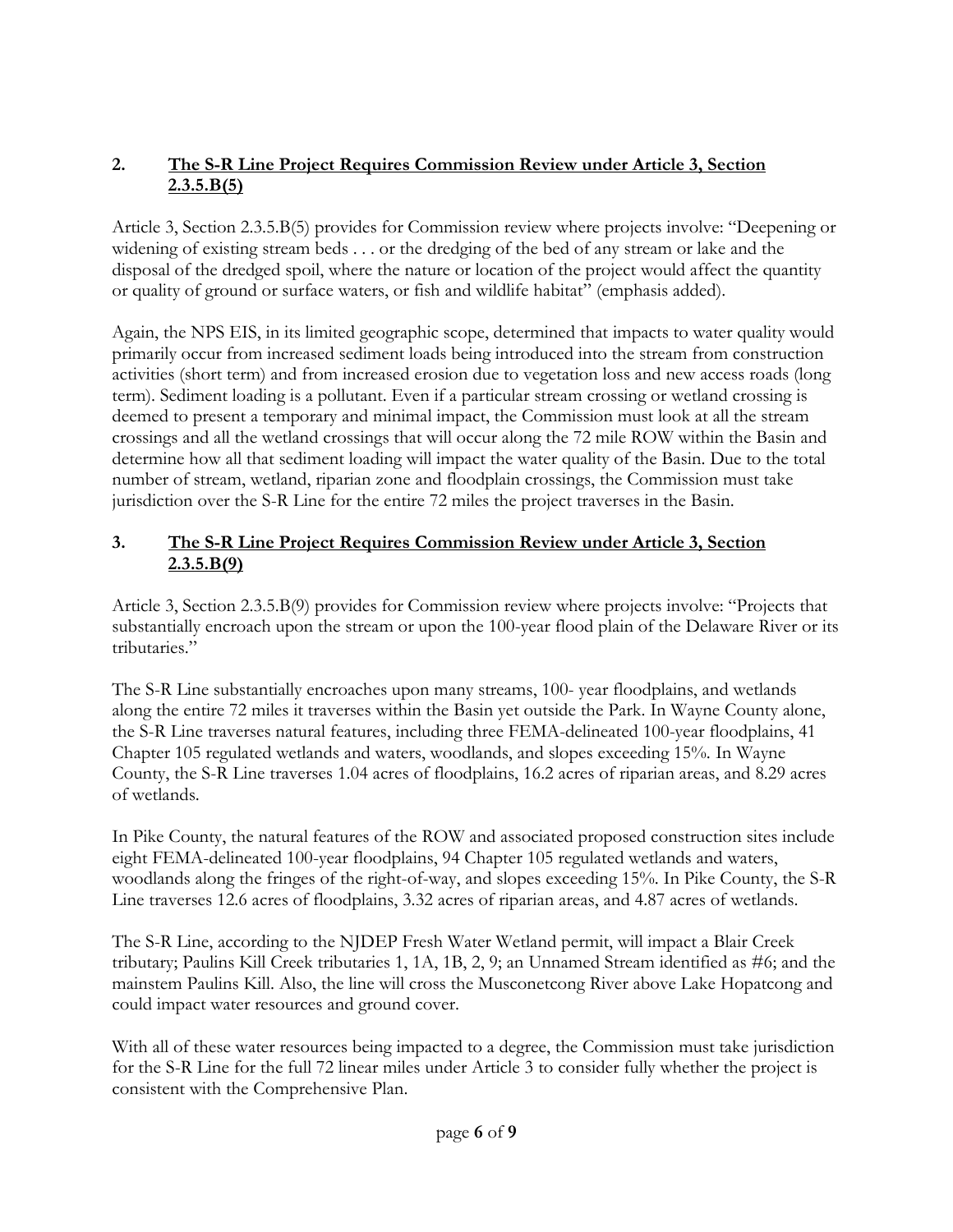## 2. **<u>The S-R Line Project Requires Commission Review under Article 3, Section 2.3.5.B(5)</u>**

Article 3, Section 2.3.5.B(5) provides for Commission review where projects involve: "Deepening or widening of existing stream beds . . . or the dredging of the bed of any stream or lake and the disposal of the dredged spoil, where the nature or location of the project would affect the quantity or quality of ground or surface waters, or fish and wildlife habitat" (emphasis added).

Again, the NPS EIS, in its limited geographic scope, determined that impacts to water quality would primarily occur from increased sediment loads being introduced into the stream from construction activities (short term) and from increased erosion due to vegetation loss and new access roads (long term). Sediment loading is a pollutant. Even if a particular stream crossing or wetland crossing is deemed to present a temporary and minimal impact, the Commission must look at all the stream crossings and all the wetland crossings that will occur along the 72 mile ROW within the Basin and determine how all that sediment loading will impact the water quality of the Basin. Due to the total number of stream, wetland, riparian zone and floodplain crossings, the Commission must take jurisdiction over the S-R Line for the entire 72 miles the project traverses in the Basin.

## 3. **<u>The S-R Line Project Requires Commission Review under Article 3, Section 2.3.5.B(9)</u>**

Article 3, Section 2.3.5.B(9) provides for Commission review where projects involve: "Projects that substantially encroach upon the stream or upon the 100-year flood plain of the Delaware River or its tributaries."

The S-R Line substantially encroaches upon many streams, 100- year floodplains, and wetlands along the entire 72 miles it traverses within the Basin yet outside the Park. In Wayne County alone, the S-R Line traverses natural features, including three FEMA-delineated 100-year floodplains, 41 Chapter 105 regulated wetlands and waters, woodlands, and slopes exceeding 15%. In Wayne County, the S-R Line traverses 1.04 acres of floodplains, 16.2 acres of riparian areas, and 8.29 acres of wetlands.

In Pike County, the natural features of the ROW and associated proposed construction sites include eight FEMA-delineated 100-year floodplains, 94 Chapter 105 regulated wetlands and waters, woodlands along the fringes of the right-of-way, and slopes exceeding 15%. In Pike County, the S-R Line traverses 12.6 acres of floodplains, 3.32 acres of riparian areas, and 4.87 acres of wetlands.

The S-R Line, according to the NJDEP Fresh Water Wetland permit, will impact a Blair Creek tributary; Paulins Kill Creek tributaries 1, 1A, 1B, 2, 9; an Unnamed Stream identified as #6; and the mainstem Paulins Kill. Also, the line will cross the Musconetcong River above Lake Hopatcong and could impact water resources and ground cover.

With all of these water resources being impacted to a degree, the Commission must take jurisdiction for the S-R Line for the full 72 linear miles under Article 3 to consider fully whether the project is consistent with the Comprehensive Plan.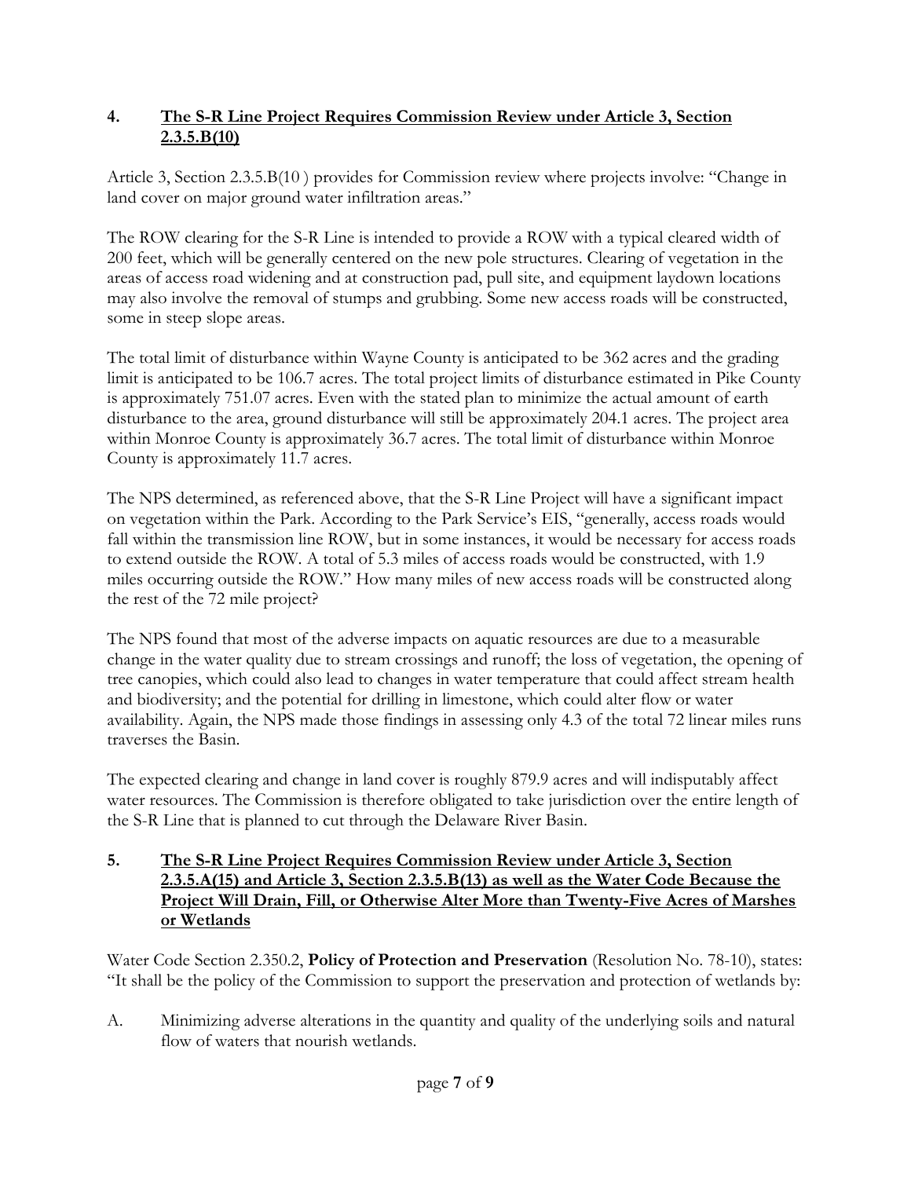## 4. <u>The S-R Line Project Requires Commission Review under Article 3, Section 2.3.5.B(10)</u>

Article 3, Section 2.3.5.B(10 ) provides for Commission review where projects involve: "Change in land cover on major ground water infiltration areas."

The ROW clearing for the S-R Line is intended to provide a ROW with a typical cleared width of 200 feet, which will be generally centered on the new pole structures. Clearing of vegetation in the areas of access road widening and at construction pad, pull site, and equipment laydown locations may also involve the removal of stumps and grubbing. Some new access roads will be constructed, some in steep slope areas.

The total limit of disturbance within Wayne County is anticipated to be 362 acres and the grading limit is anticipated to be 106.7 acres. The total project limits of disturbance estimated in Pike County is approximately 751.07 acres. Even with the stated plan to minimize the actual amount of earth disturbance to the area, ground disturbance will still be approximately 204.1 acres. The project area within Monroe County is approximately 36.7 acres. The total limit of disturbance within Monroe County is approximately 11.7 acres.

The NPS determined, as referenced above, that the S-R Line Project will have a significant impact on vegetation within the Park. According to the Park Service's EIS, "generally, access roads would fall within the transmission line ROW, but in some instances, it would be necessary for access roads to extend outside the ROW. A total of 5.3 miles of access roads would be constructed, with 1.9 miles occurring outside the ROW." How many miles of new access roads will be constructed along the rest of the 72 mile project?

The NPS found that most of the adverse impacts on aquatic resources are due to a measurable change in the water quality due to stream crossings and runoff; the loss of vegetation, the opening of tree canopies, which could also lead to changes in water temperature that could affect stream health and biodiversity; and the potential for drilling in limestone, which could alter flow or water availability. Again, the NPS made those findings in assessing only 4.3 of the total 72 linear miles runs traverses the Basin.

The expected clearing and change in land cover is roughly 879.9 acres and will indisputably affect water resources. The Commission is therefore obligated to take jurisdiction over the entire length of the S-R Line that is planned to cut through the Delaware River Basin.

## 5. <u>The S-R Line Project Requires Commission Review under Article 3, Section 2.3.5.A(15) and Article 3, Section 2.3.5.B(13) as well as the Water Code Because the Project Will Drain, Fill, or Otherwise Alter More than Twenty-Five Acres of Marshes or Wetlands</u>

Water Code Section 2.350.2, **Policy of Protection and Preservation** (Resolution No. 78-10), states: "It shall be the policy of the Commission to support the preservation and protection of wetlands by:

A. Minimizing adverse alterations in the quantity and quality of the underlying soils and natural flow of waters that nourish wetlands.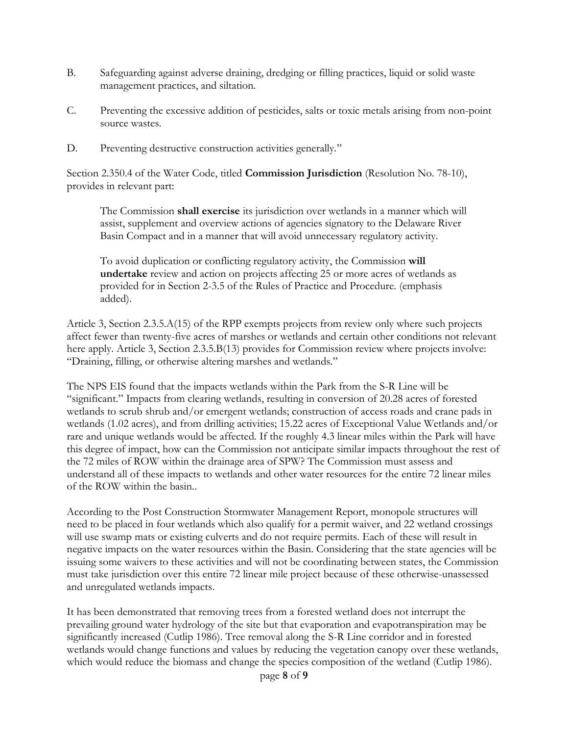B. Safeguarding against adverse draining, dredging or filling practices, liquid or solid waste management practices, and siltation.

C. Preventing the excessive addition of pesticides, salts or toxic metals arising from non-point source wastes.

D. Preventing destructive construction activities generally."

Section 2.350.4 of the Water Code, titled **Commission Jurisdiction** (Resolution No. 78-10), provides in relevant part:

> The Commission **shall exercise** its jurisdiction over wetlands in a manner which will assist, supplement and overview actions of agencies signatory to the Delaware River Basin Compact and in a manner that will avoid unnecessary regulatory activity.
>
> To avoid duplication or conflicting regulatory activity, the Commission **will undertake** review and action on projects affecting 25 or more acres of wetlands as provided for in Section 2-3.5 of the Rules of Practice and Procedure. (emphasis added).

Article 3, Section 2.3.5.A(15) of the RPP exempts projects from review only where such projects affect fewer than twenty-five acres of marshes or wetlands and certain other conditions not relevant here apply. Article 3, Section 2.3.5.B(13) provides for Commission review where projects involve: "Draining, filling, or otherwise altering marshes and wetlands."

The NPS EIS found that the impacts wetlands within the Park from the S-R Line will be "significant." Impacts from clearing wetlands, resulting in conversion of 20.28 acres of forested wetlands to scrub shrub and/or emergent wetlands; construction of access roads and crane pads in wetlands (1.02 acres), and from drilling activities; 15.22 acres of Exceptional Value Wetlands and/or rare and unique wetlands would be affected. If the roughly 4.3 linear miles within the Park will have this degree of impact, how can the Commission not anticipate similar impacts throughout the rest of the 72 miles of ROW within the drainage area of SPW? The Commission must assess and understand all of these impacts to wetlands and other water resources for the entire 72 linear miles of the ROW within the basin..

According to the Post Construction Stormwater Management Report, monopole structures will need to be placed in four wetlands which also qualify for a permit waiver, and 22 wetland crossings will use swamp mats or existing culverts and do not require permits. Each of these will result in negative impacts on the water resources within the Basin. Considering that the state agencies will be issuing some waivers to these activities and will not be coordinating between states, the Commission must take jurisdiction over this entire 72 linear mile project because of these otherwise-unassessed and unregulated wetlands impacts.

It has been demonstrated that removing trees from a forested wetland does not interrupt the prevailing ground water hydrology of the site but that evaporation and evapotranspiration may be significantly increased (Cutlip 1986). Tree removal along the S-R Line corridor and in forested wetlands would change functions and values by reducing the vegetation canopy over these wetlands, which would reduce the biomass and change the species composition of the wetland (Cutlip 1986).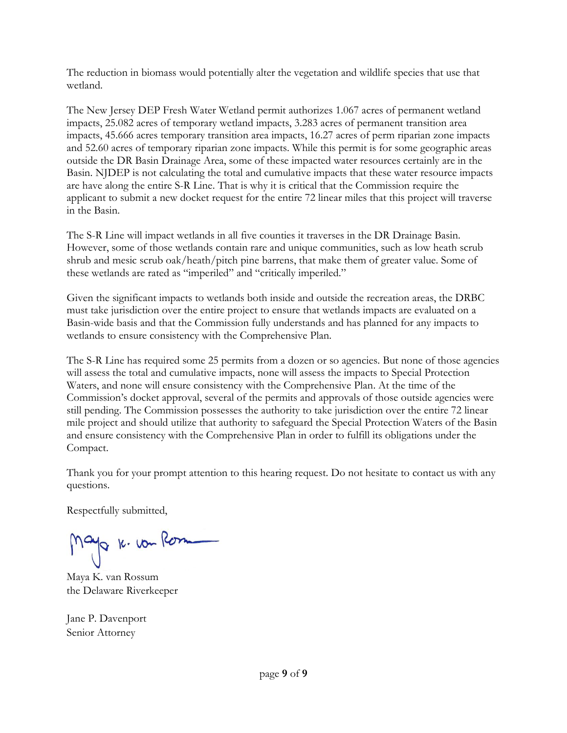The reduction in biomass would potentially alter the vegetation and wildlife species that use that wetland.

The New Jersey DEP Fresh Water Wetland permit authorizes 1.067 acres of permanent wetland impacts, 25.082 acres of temporary wetland impacts, 3.283 acres of permanent transition area impacts, 45.666 acres temporary transition area impacts, 16.27 acres of perm riparian zone impacts and 52.60 acres of temporary riparian zone impacts. While this permit is for some geographic areas outside the DR Basin Drainage Area, some of these impacted water resources certainly are in the Basin. NJDEP is not calculating the total and cumulative impacts that these water resource impacts are have along the entire S-R Line. That is why it is critical that the Commission require the applicant to submit a new docket request for the entire 72 linear miles that this project will traverse in the Basin.

The S-R Line will impact wetlands in all five counties it traverses in the DR Drainage Basin. However, some of those wetlands contain rare and unique communities, such as low heath scrub shrub and mesic scrub oak/heath/pitch pine barrens, that make them of greater value. Some of these wetlands are rated as "imperiled" and "critically imperiled."

Given the significant impacts to wetlands both inside and outside the recreation areas, the DRBC must take jurisdiction over the entire project to ensure that wetlands impacts are evaluated on a Basin-wide basis and that the Commission fully understands and has planned for any impacts to wetlands to ensure consistency with the Comprehensive Plan.

The S-R Line has required some 25 permits from a dozen or so agencies. But none of those agencies will assess the total and cumulative impacts, none will assess the impacts to Special Protection Waters, and none will ensure consistency with the Comprehensive Plan. At the time of the Commission's docket approval, several of the permits and approvals of those outside agencies were still pending. The Commission possesses the authority to take jurisdiction over the entire 72 linear mile project and should utilize that authority to safeguard the Special Protection Waters of the Basin and ensure consistency with the Comprehensive Plan in order to fulfill its obligations under the Compact.

Thank you for your prompt attention to this hearing request. Do not hesitate to contact us with any questions.

Respectfully submitted,

Maya K. van Rossum
the Delaware Riverkeeper

Jane P. Davenport
Senior Attorney